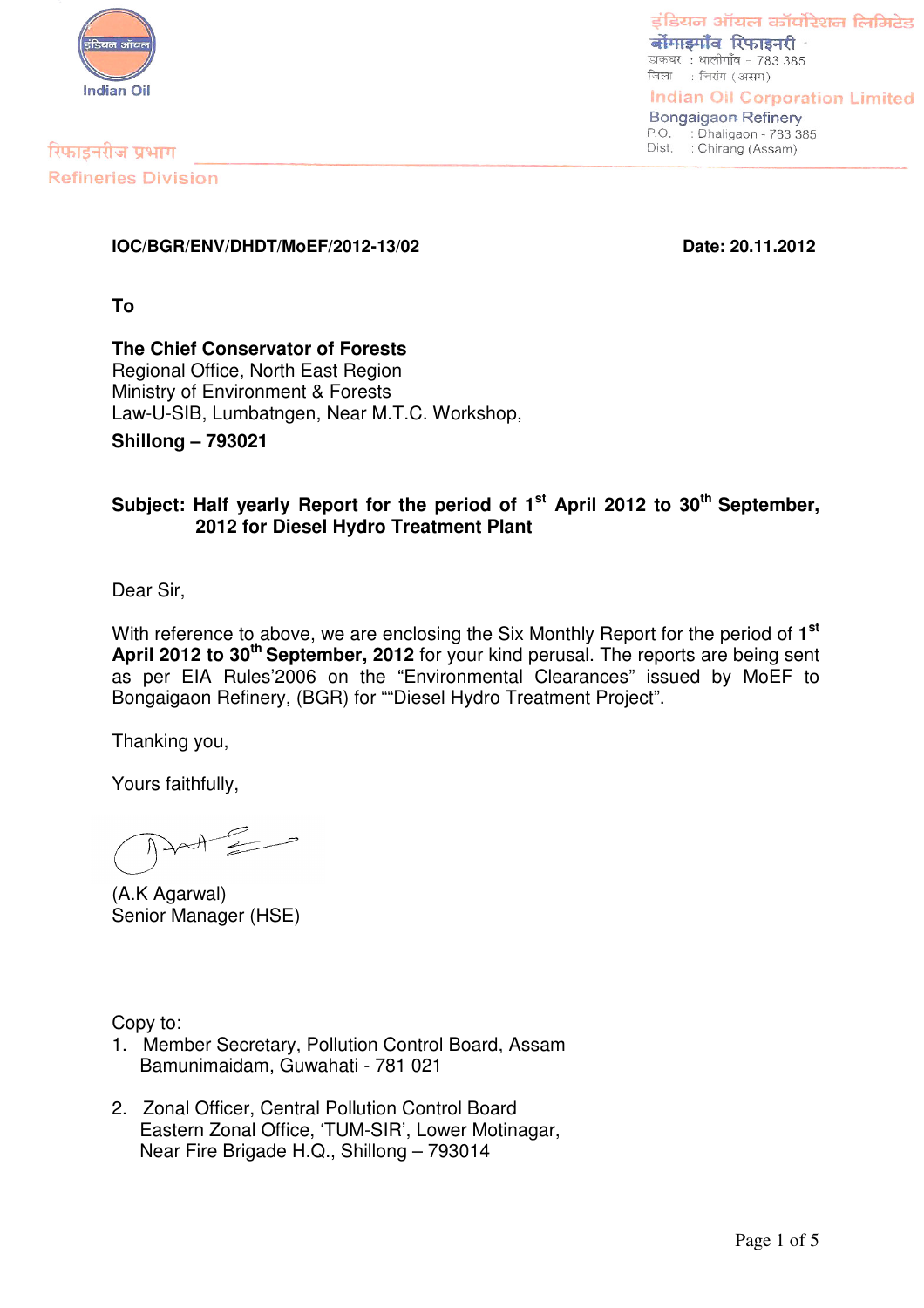इंडियन ऑयल

Indian Oil

रिफाइनरीज प्रभाग

Refineries Division

इंडियन ऑयल कॉर्पोरेशन लिमिटेड
बोंगाइगाँव रिफाइनरी
डाकघर : धालीगाँव - 783 385
जिला : चिरांग (असम)

Indian Oil Corporation Limited
Bongaigaon Refinery
P.O. : Dhaligaon - 783 385
Dist. : Chirang (Assam)

**IOC/BGR/ENV/DHDT/MoEF/2012-13/02** **Date: 20.11.2012**

**To**

**The Chief Conservator of Forests**
Regional Office, North East Region
Ministry of Environment & Forests
Law-U-SIB, Lumbatngen, Near M.T.C. Workshop,
**Shillong – 793021**

**Subject: Half yearly Report for the period of 1st April 2012 to 30th September, 2012 for Diesel Hydro Treatment Plant**

Dear Sir,

With reference to above, we are enclosing the Six Monthly Report for the period of **1st April 2012 to 30th September, 2012** for your kind perusal. The reports are being sent as per EIA Rules'2006 on the "Environmental Clearances" issued by MoEF to Bongaigaon Refinery, (BGR) for ""Diesel Hydro Treatment Project".

Thanking you,

Yours faithfully,

(A.K Agarwal)
Senior Manager (HSE)

Copy to:

1. Member Secretary, Pollution Control Board, Assam
   Bamunimaidam, Guwahati - 781 021

2. Zonal Officer, Central Pollution Control Board
   Eastern Zonal Office, 'TUM-SIR', Lower Motinagar,
   Near Fire Brigade H.Q., Shillong – 793014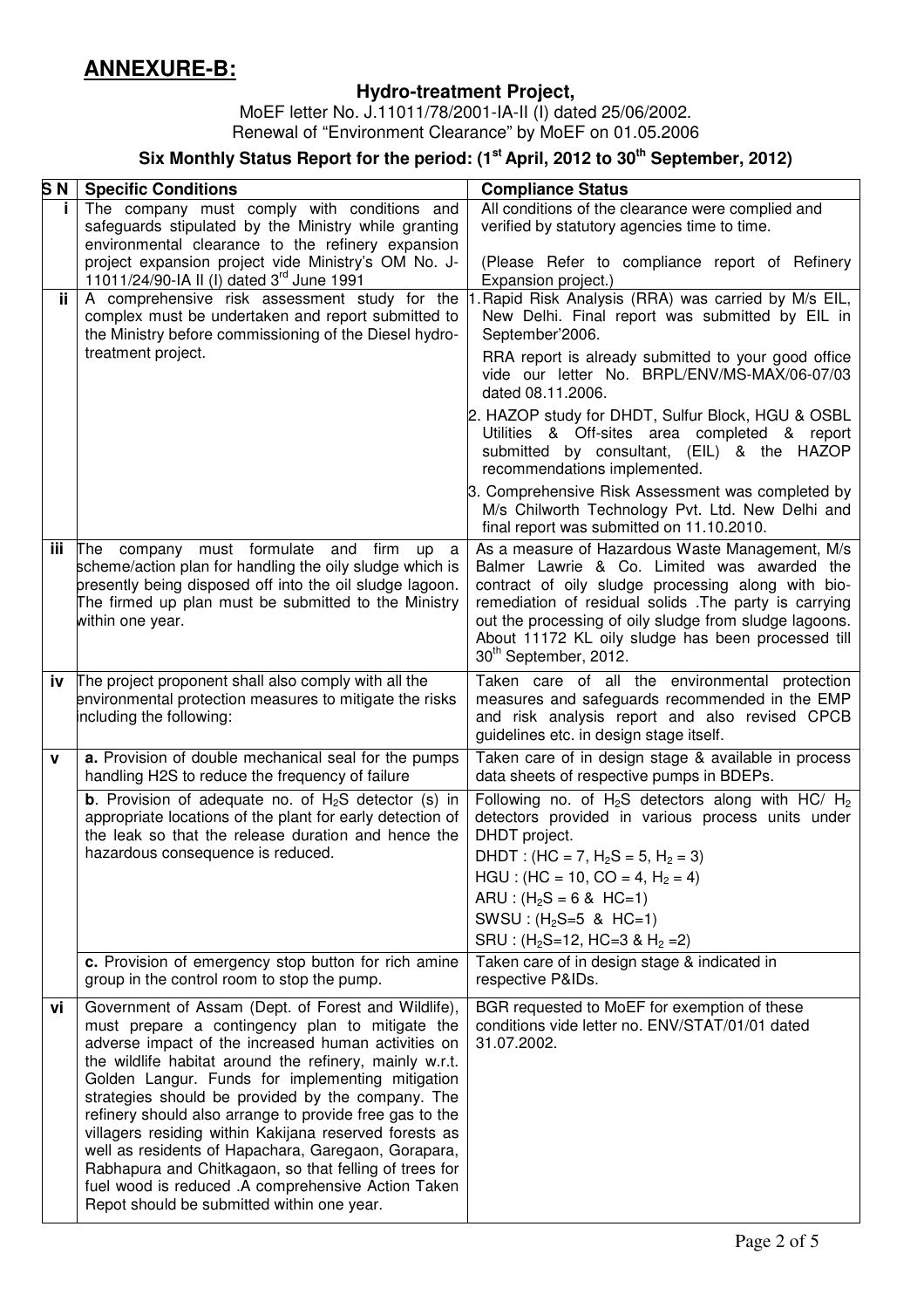## ANNEXURE-B:

### Hydro-treatment Project,

MoEF letter No. J.11011/78/2001-IA-II (I) dated 25/06/2002.
Renewal of "Environment Clearance" by MoEF on 01.05.2006

### Six Monthly Status Report for the period: (1st April, 2012 to 30th September, 2012)

| S N | Specific Conditions | Compliance Status |
|---|---|---|
| i | The company must comply with conditions and safeguards stipulated by the Ministry while granting environmental clearance to the refinery expansion project expansion project vide Ministry's OM No. J-11011/24/90-IA II (I) dated 3rd June 1991 | All conditions of the clearance were complied and verified by statutory agencies time to time.<br><br>(Please Refer to compliance report of Refinery Expansion project.) |
| ii | A comprehensive risk assessment study for the complex must be undertaken and report submitted to the Ministry before commissioning of the Diesel hydro-treatment project. | 1. Rapid Risk Analysis (RRA) was carried by M/s EIL, New Delhi. Final report was submitted by EIL in September'2006.<br>RRA report is already submitted to your good office vide our letter No. BRPL/ENV/MS-MAX/06-07/03 dated 08.11.2006.<br>2. HAZOP study for DHDT, Sulfur Block, HGU & OSBL Utilities & Off-sites area completed & report submitted by consultant, (EIL) & the HAZOP recommendations implemented.<br>3. Comprehensive Risk Assessment was completed by M/s Chilworth Technology Pvt. Ltd. New Delhi and final report was submitted on 11.10.2010. |
| iii | The company must formulate and firm up a scheme/action plan for handling the oily sludge which is presently being disposed off into the oil sludge lagoon. The firmed up plan must be submitted to the Ministry within one year. | As a measure of Hazardous Waste Management, M/s Balmer Lawrie & Co. Limited was awarded the contract of oily sludge processing along with bio-remediation of residual solids .The party is carrying out the processing of oily sludge from sludge lagoons. About 11172 KL oily sludge has been processed till 30th September, 2012. |
| iv | The project proponent shall also comply with all the environmental protection measures to mitigate the risks including the following: | Taken care of all the environmental protection measures and safeguards recommended in the EMP and risk analysis report and also revised CPCB guidelines etc. in design stage itself. |
| v | **a.** Provision of double mechanical seal for the pumps handling H2S to reduce the frequency of failure | Taken care of in design stage & available in process data sheets of respective pumps in BDEPs. |
| | **b**. Provision of adequate no. of $H_2S$ detector (s) in appropriate locations of the plant for early detection of the leak so that the release duration and hence the hazardous consequence is reduced. | Following no. of $H_2S$ detectors along with HC/ $H_2$ detectors provided in various process units under DHDT project.<br>DHDT : (HC = 7, $H_2S$ = 5, $H_2$ = 3)<br>HGU : (HC = 10, CO = 4, $H_2$ = 4)<br>ARU : ($H_2S$ = 6 & HC=1)<br>SWSU : ($H_2S$=5 & HC=1)<br>SRU : ($H_2S$=12, HC=3 & $H_2$ =2) |
| | **c.** Provision of emergency stop button for rich amine group in the control room to stop the pump. | Taken care of in design stage & indicated in respective P&IDs. |
| vi | Government of Assam (Dept. of Forest and Wildlife), must prepare a contingency plan to mitigate the adverse impact of the increased human activities on the wildlife habitat around the refinery, mainly w.r.t. Golden Langur. Funds for implementing mitigation strategies should be provided by the company. The refinery should also arrange to provide free gas to the villagers residing within Kakijana reserved forests as well as residents of Hapachara, Garegaon, Gorapara, Rabhapura and Chitkagaon, so that felling of trees for fuel wood is reduced .A comprehensive Action Taken Repot should be submitted within one year. | BGR requested to MoEF for exemption of these conditions vide letter no. ENV/STAT/01/01 dated 31.07.2002. |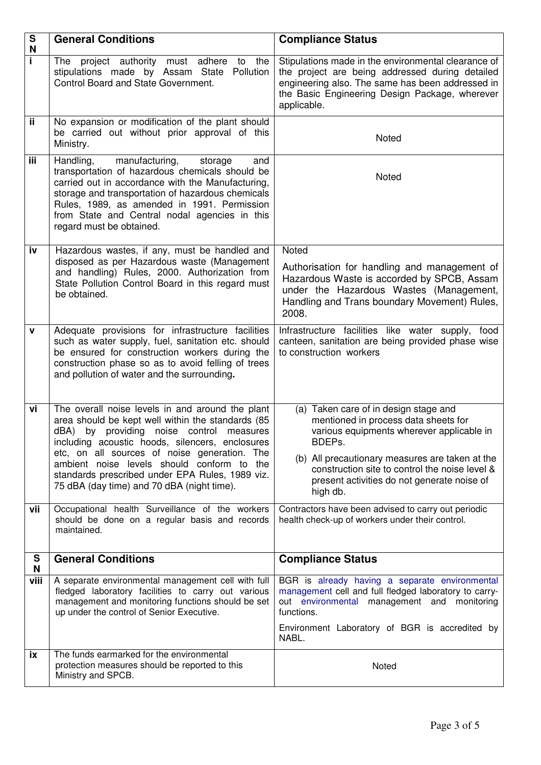| SN | General Conditions | Compliance Status |
|---|---|---|
| i | The project authority must adhere to the stipulations made by Assam State Pollution Control Board and State Government. | Stipulations made in the environmental clearance of the project are being addressed during detailed engineering also. The same has been addressed in the Basic Engineering Design Package, wherever applicable. |
| ii | No expansion or modification of the plant should be carried out without prior approval of this Ministry. | Noted |
| iii | Handling, manufacturing, storage and transportation of hazardous chemicals should be carried out in accordance with the Manufacturing, storage and transportation of hazardous chemicals Rules, 1989, as amended in 1991. Permission from State and Central nodal agencies in this regard must be obtained. | Noted |
| iv | Hazardous wastes, if any, must be handled and disposed as per Hazardous waste (Management and handling) Rules, 2000. Authorization from State Pollution Control Board in this regard must be obtained. | Noted<br><br>Authorisation for handling and management of Hazardous Waste is accorded by SPCB, Assam under the Hazardous Wastes (Management, Handling and Trans boundary Movement) Rules, 2008. |
| v | Adequate provisions for infrastructure facilities such as water supply, fuel, sanitation etc. should be ensured for construction workers during the construction phase so as to avoid felling of trees and pollution of water and the surrounding**.** | Infrastructure facilities like water supply, food canteen, sanitation are being provided phase wise to construction workers |
| vi | The overall noise levels in and around the plant area should be kept well within the standards (85 dBA) by providing noise control measures including acoustic hoods, silencers, enclosures etc, on all sources of noise generation. The ambient noise levels should conform to the standards prescribed under EPA Rules, 1989 viz. 75 dBA (day time) and 70 dBA (night time). | (a) Taken care of in design stage and mentioned in process data sheets for various equipments wherever applicable in BDEPs.<br><br>(b) All precautionary measures are taken at the construction site to control the noise level & present activities do not generate noise of high db. |
| vii | Occupational health Surveillance of the workers should be done on a regular basis and records maintained. | Contractors have been advised to carry out periodic health check-up of workers under their control. |
| **SN** | **General Conditions** | **Compliance Status** |
| viii | A separate environmental management cell with full fledged laboratory facilities to carry out various management and monitoring functions should be set up under the control of Senior Executive. | BGR is already having a separate environmental management cell and full fledged laboratory to carry-out environmental management and monitoring functions.<br><br>Environment Laboratory of BGR is accredited by NABL. |
| ix | The funds earmarked for the environmental protection measures should be reported to this Ministry and SPCB. | Noted |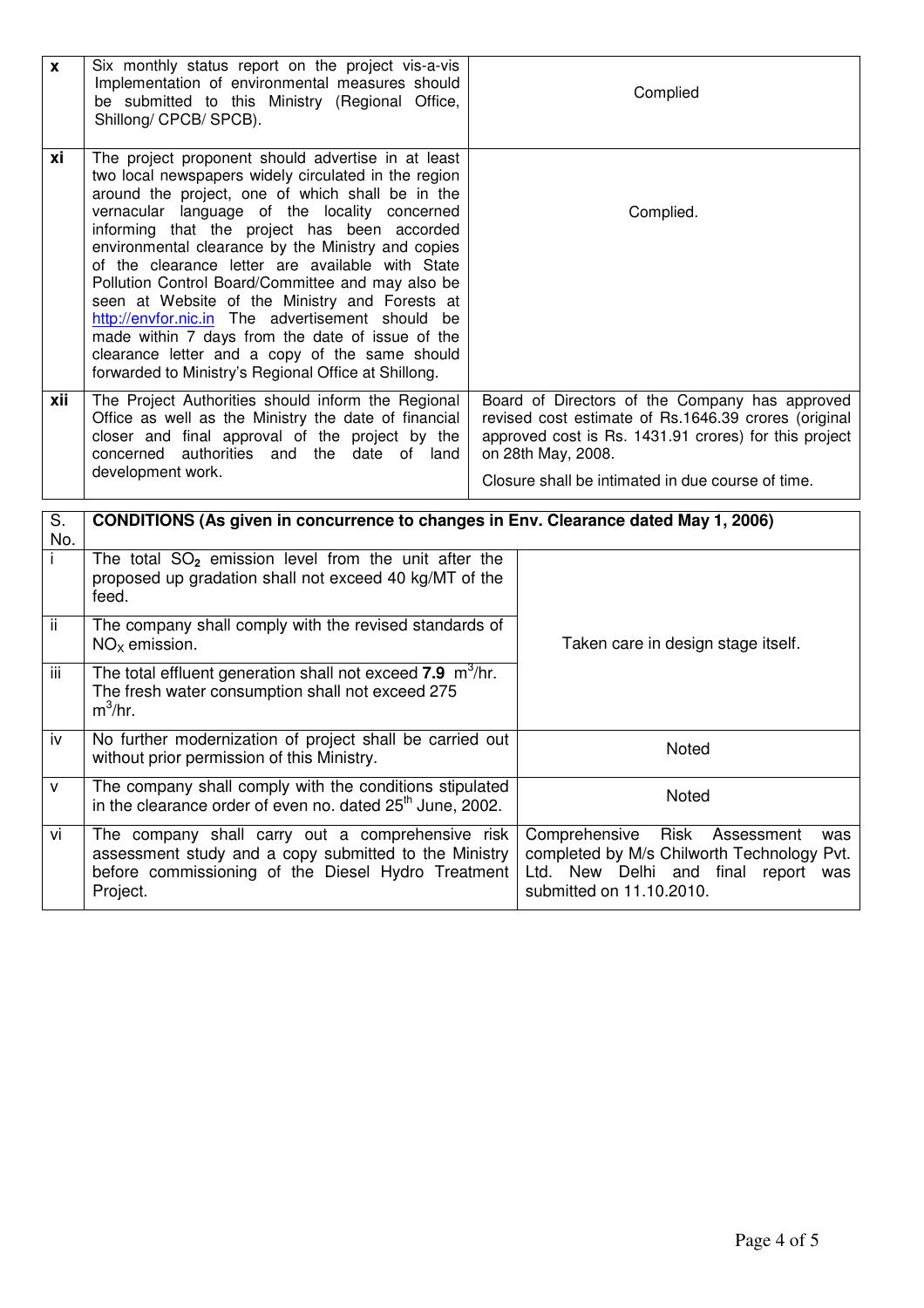| x | Six monthly status report on the project vis-a-vis Implementation of environmental measures should be submitted to this Ministry (Regional Office, Shillong/ CPCB/ SPCB). | Complied |
|---|---|---|
| xi | The project proponent should advertise in at least two local newspapers widely circulated in the region around the project, one of which shall be in the vernacular language of the locality concerned informing that the project has been accorded environmental clearance by the Ministry and copies of the clearance letter are available with State Pollution Control Board/Committee and may also be seen at Website of the Ministry and Forests at http://envfor.nic.in The advertisement should be made within 7 days from the date of issue of the clearance letter and a copy of the same should forwarded to Ministry's Regional Office at Shillong. | Complied. |
| xii | The Project Authorities should inform the Regional Office as well as the Ministry the date of financial closer and final approval of the project by the concerned authorities and the date of land development work. | Board of Directors of the Company has approved revised cost estimate of Rs.1646.39 crores (original approved cost is Rs. 1431.91 crores) for this project on 28th May, 2008.<br><br>Closure shall be intimated in due course of time. |

| S. No. | **CONDITIONS (As given in concurrence to changes in Env. Clearance dated May 1, 2006)** | |
|---|---|---|
| i | The total $SO_2$ emission level from the unit after the proposed up gradation shall not exceed 40 kg/MT of the feed. | Taken care in design stage itself. |
| ii | The company shall comply with the revised standards of $NO_X$ emission. | |
| iii | The total effluent generation shall not exceed **7.9** $m^3$/hr. The fresh water consumption shall not exceed 275 $m^3$/hr. | |
| iv | No further modernization of project shall be carried out without prior permission of this Ministry. | Noted |
| v | The company shall comply with the conditions stipulated in the clearance order of even no. dated 25th June, 2002. | Noted |
| vi | The company shall carry out a comprehensive risk assessment study and a copy submitted to the Ministry before commissioning of the Diesel Hydro Treatment Project. | Comprehensive Risk Assessment was completed by M/s Chilworth Technology Pvt. Ltd. New Delhi and final report was submitted on 11.10.2010. |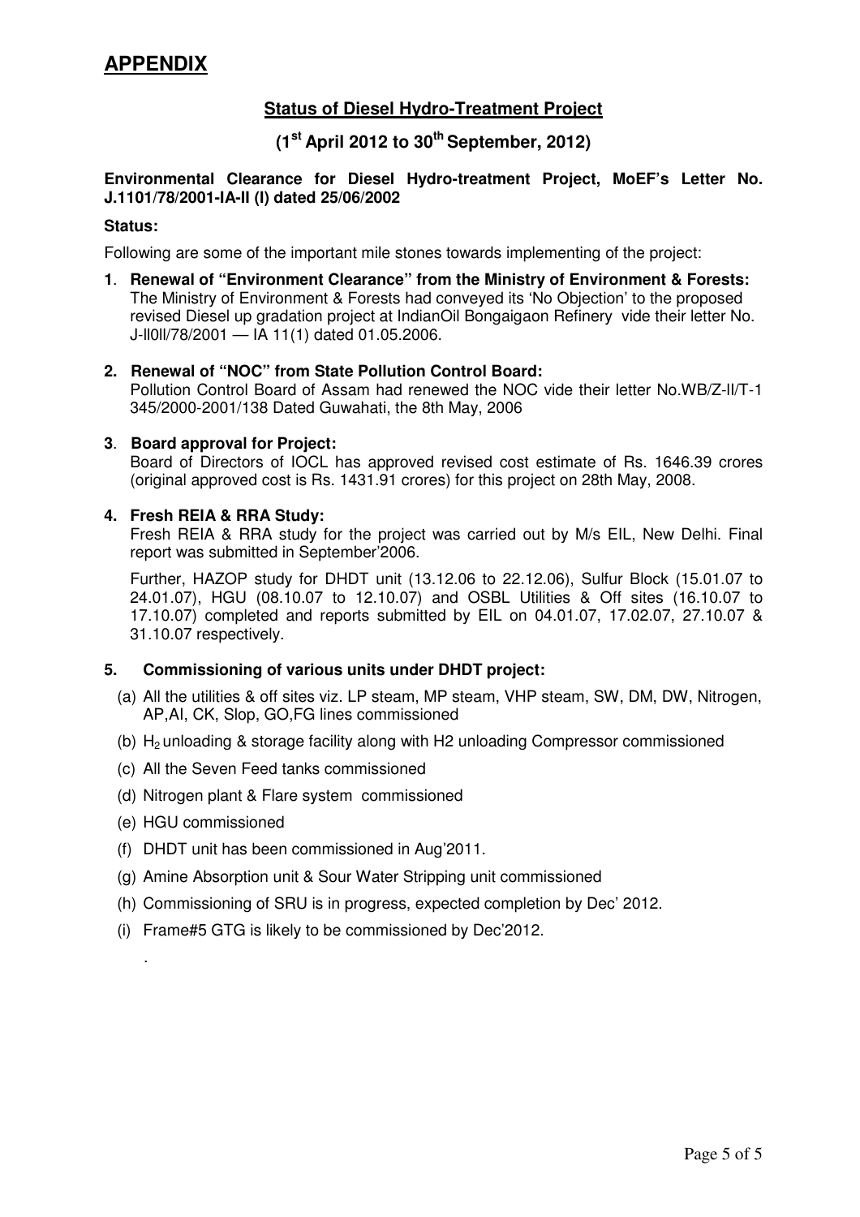# APPENDIX

## Status of Diesel Hydro-Treatment Project

## (1st April 2012 to 30th September, 2012)

**Environmental Clearance for Diesel Hydro-treatment Project, MoEF's Letter No. J.1101/78/2001-IA-II (I) dated 25/06/2002**

**Status:**

Following are some of the important mile stones towards implementing of the project:

**1. Renewal of "Environment Clearance" from the Ministry of Environment & Forests:**
The Ministry of Environment & Forests had conveyed its 'No Objection' to the proposed revised Diesel up gradation project at IndianOil Bongaigaon Refinery vide their letter No. J-Il0lI/78/2001 — IA 11(1) dated 01.05.2006.

**2. Renewal of "NOC" from State Pollution Control Board:**
Pollution Control Board of Assam had renewed the NOC vide their letter No.WB/Z-II/T-1 345/2000-2001/138 Dated Guwahati, the 8th May, 2006

**3. Board approval for Project:**
Board of Directors of IOCL has approved revised cost estimate of Rs. 1646.39 crores (original approved cost is Rs. 1431.91 crores) for this project on 28th May, 2008.

**4. Fresh REIA & RRA Study:**
Fresh REIA & RRA study for the project was carried out by M/s EIL, New Delhi. Final report was submitted in September'2006.

Further, HAZOP study for DHDT unit (13.12.06 to 22.12.06), Sulfur Block (15.01.07 to 24.01.07), HGU (08.10.07 to 12.10.07) and OSBL Utilities & Off sites (16.10.07 to 17.10.07) completed and reports submitted by EIL on 04.01.07, 17.02.07, 27.10.07 & 31.10.07 respectively.

**5. Commissioning of various units under DHDT project:**

(a) All the utilities & off sites viz. LP steam, MP steam, VHP steam, SW, DM, DW, Nitrogen, AP,AI, CK, Slop, GO,FG lines commissioned

(b) $H_2$ unloading & storage facility along with H2 unloading Compressor commissioned

(c) All the Seven Feed tanks commissioned

(d) Nitrogen plant & Flare system commissioned

(e) HGU commissioned

(f) DHDT unit has been commissioned in Aug'2011.

(g) Amine Absorption unit & Sour Water Stripping unit commissioned

(h) Commissioning of SRU is in progress, expected completion by Dec' 2012.

(i) Frame#5 GTG is likely to be commissioned by Dec'2012.